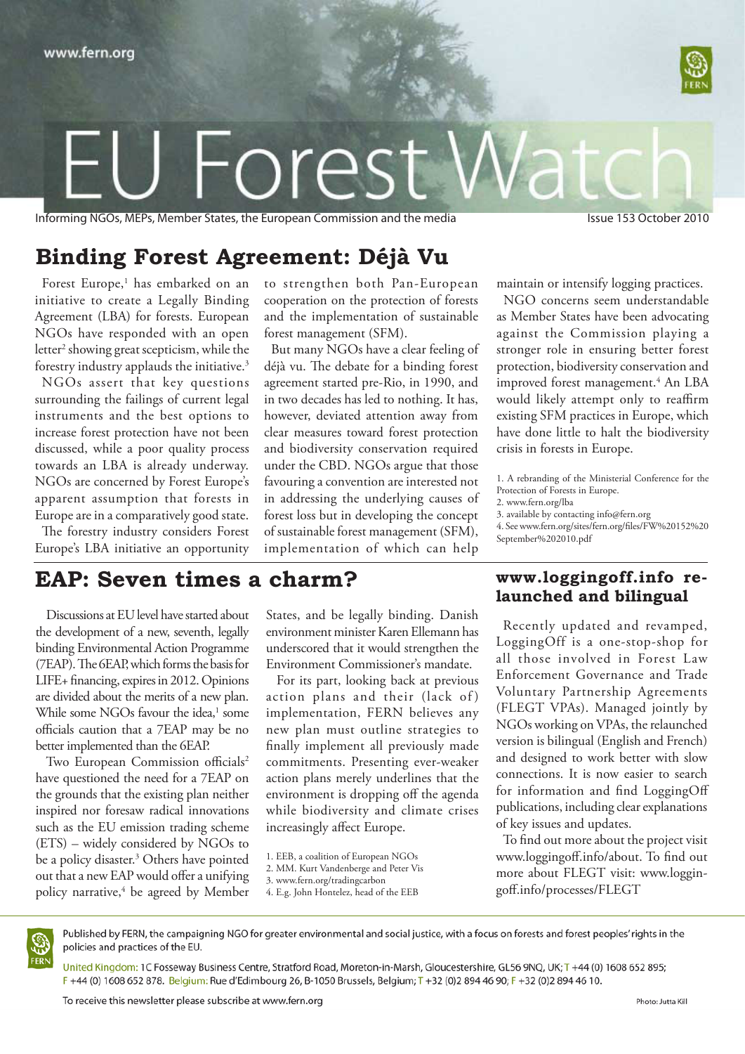www.fern.org

# EU Forest Watch

Informing NGOs, MEPs, Member States, the European Commission and the media

Issue 153 October 2010

## Binding Forest Agreement: Déjà Vu

Forest Europe,[1] has embarked on an initiative to create a Legally Binding Agreement (LBA) for forests. European NGOs have responded with an open letter[2] showing great scepticism, while the forestry industry applauds the initiative.[3]

NGOs assert that key questions surrounding the failings of current legal instruments and the best options to increase forest protection have not been discussed, while a poor quality process towards an LBA is already underway. NGOs are concerned by Forest Europe's apparent assumption that forests in Europe are in a comparatively good state.

The forestry industry considers Forest Europe's LBA initiative an opportunity to strengthen both Pan-European cooperation on the protection of forests and the implementation of sustainable forest management (SFM).

But many NGOs have a clear feeling of déjà vu. The debate for a binding forest agreement started pre-Rio, in 1990, and in two decades has led to nothing. It has, however, deviated attention away from clear measures toward forest protection and biodiversity conservation required under the CBD. NGOs argue that those favouring a convention are interested not in addressing the underlying causes of forest loss but in developing the concept of sustainable forest management (SFM), implementation of which can help maintain or intensify logging practices.

NGO concerns seem understandable as Member States have been advocating against the Commission playing a stronger role in ensuring better forest protection, biodiversity conservation and improved forest management.[4] An LBA would likely attempt only to reaffirm existing SFM practices in Europe, which have done little to halt the biodiversity crisis in forests in Europe.

1. A rebranding of the Ministerial Conference for the Protection of Forests in Europe.
2. www.fern.org/lba
3. available by contacting info@fern.org
4. See www.fern.org/sites/fern.org/files/FW%20152%20September%202010.pdf

## EAP: Seven times a charm?

Discussions at EU level have started about the development of a new, seventh, legally binding Environmental Action Programme (7EAP). The 6EAP, which forms the basis for LIFE+ financing, expires in 2012. Opinions are divided about the merits of a new plan. While some NGOs favour the idea,[1] some officials caution that a 7EAP may be no better implemented than the 6EAP.

Two European Commission officials[2] have questioned the need for a 7EAP on the grounds that the existing plan neither inspired nor foresaw radical innovations such as the EU emission trading scheme (ETS) – widely considered by NGOs to be a policy disaster.[3] Others have pointed out that a new EAP would offer a unifying policy narrative,[4] be agreed by Member States, and be legally binding. Danish environment minister Karen Ellemann has underscored that it would strengthen the Environment Commissioner's mandate.

For its part, looking back at previous action plans and their (lack of) implementation, FERN believes any new plan must outline strategies to finally implement all previously made commitments. Presenting ever-weaker action plans merely underlines that the environment is dropping off the agenda while biodiversity and climate crises increasingly affect Europe.

1. EEB, a coalition of European NGOs
2. MM. Kurt Vandenberge and Peter Vis
3. www.fern.org/tradingcarbon
4. E.g. John Hontelez, head of the EEB

## www.loggingoff.info re-launched and bilingual

Recently updated and revamped, LoggingOff is a one-stop-shop for all those involved in Forest Law Enforcement Governance and Trade Voluntary Partnership Agreements (FLEGT VPAs). Managed jointly by NGOs working on VPAs, the relaunched version is bilingual (English and French) and designed to work better with slow connections. It is now easier to search for information and find LoggingOff publications, including clear explanations of key issues and updates.

To find out more about the project visit www.loggingoff.info/about. To find out more about FLEGT visit: www.loggingoff.info/processes/FLEGT

Published by FERN, the campaigning NGO for greater environmental and social justice, with a focus on forests and forest peoples' rights in the policies and practices of the EU.

United Kingdom: 1C Fosseway Business Centre, Stratford Road, Moreton-in-Marsh, Gloucestershire, GL56 9NQ, UK; T +44 (0) 1608 652 895; F +44 (0) 1608 652 878. Belgium: Rue d'Edimbourg 26, B-1050 Brussels, Belgium; T +32 (0)2 894 46 90; F +32 (0)2 894 46 10.

To receive this newsletter please subscribe at www.fern.org

Photo: Jutta Kill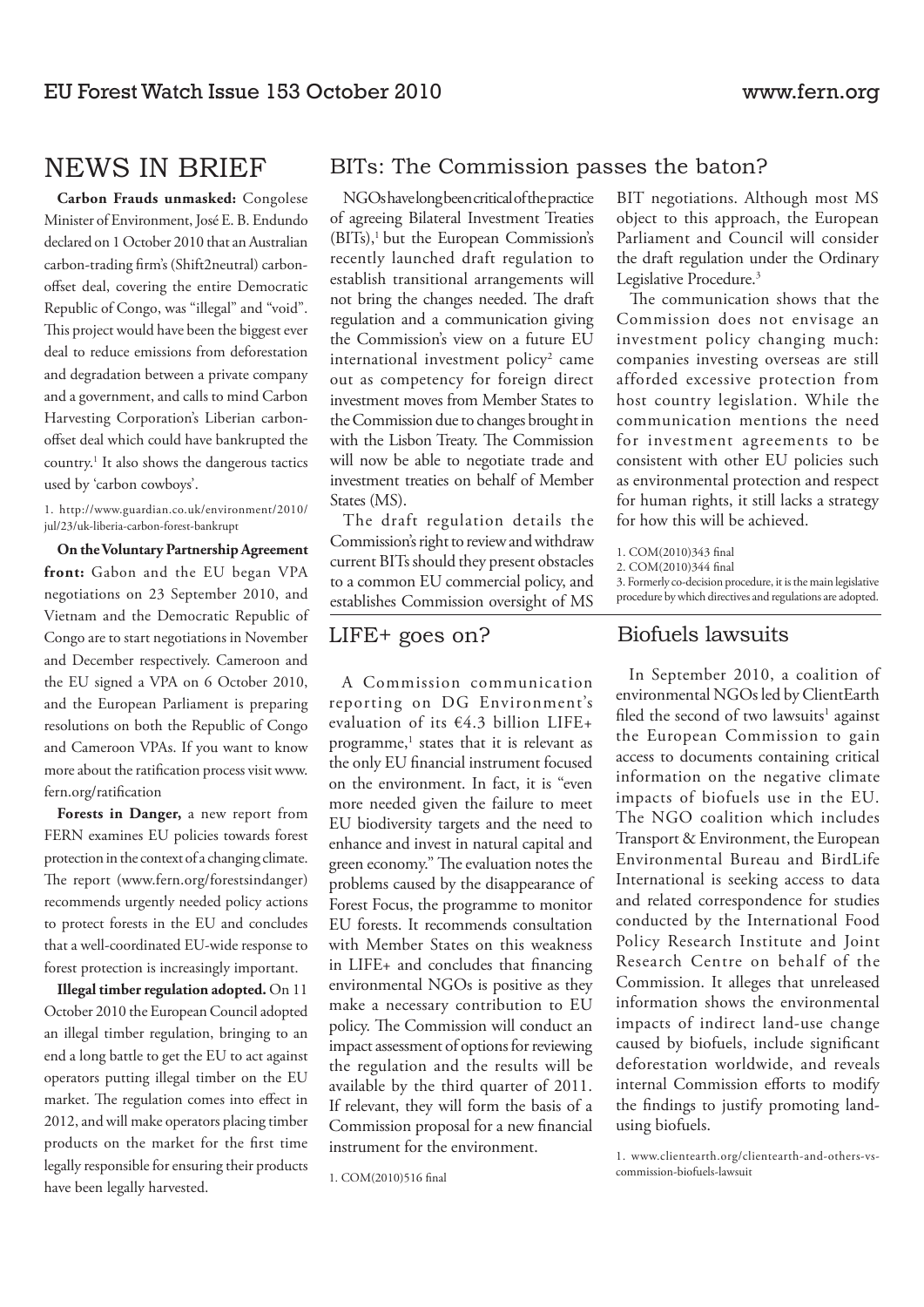# NEWS IN BRIEF

**Carbon Frauds unmasked:** Congolese Minister of Environment, José E. B. Endundo declared on 1 October 2010 that an Australian carbon-trading firm's (Shift2neutral) carbon-offset deal, covering the entire Democratic Republic of Congo, was "illegal" and "void". This project would have been the biggest ever deal to reduce emissions from deforestation and degradation between a private company and a government, and calls to mind Carbon Harvesting Corporation's Liberian carbon-offset deal which could have bankrupted the country.[1] It also shows the dangerous tactics used by 'carbon cowboys'.

1. http://www.guardian.co.uk/environment/2010/jul/23/uk-liberia-carbon-forest-bankrupt

**On the Voluntary Partnership Agreement front:** Gabon and the EU began VPA negotiations on 23 September 2010, and Vietnam and the Democratic Republic of Congo are to start negotiations in November and December respectively. Cameroon and the EU signed a VPA on 6 October 2010, and the European Parliament is preparing resolutions on both the Republic of Congo and Cameroon VPAs. If you want to know more about the ratification process visit www.fern.org/ratification

**Forests in Danger,** a new report from FERN examines EU policies towards forest protection in the context of a changing climate. The report (www.fern.org/forestsindanger) recommends urgently needed policy actions to protect forests in the EU and concludes that a well-coordinated EU-wide response to forest protection is increasingly important.

**Illegal timber regulation adopted.** On 11 October 2010 the European Council adopted an illegal timber regulation, bringing to an end a long battle to get the EU to act against operators putting illegal timber on the EU market. The regulation comes into effect in 2012, and will make operators placing timber products on the market for the first time legally responsible for ensuring their products have been legally harvested.

## BITs: The Commission passes the baton?

NGOs have long been critical of the practice of agreeing Bilateral Investment Treaties (BITs),[1] but the European Commission's recently launched draft regulation to establish transitional arrangements will not bring the changes needed. The draft regulation and a communication giving the Commission's view on a future EU international investment policy[2] came out as competency for foreign direct investment moves from Member States to the Commission due to changes brought in with the Lisbon Treaty. The Commission will now be able to negotiate trade and investment treaties on behalf of Member States (MS).

The draft regulation details the Commission's right to review and withdraw current BITs should they present obstacles to a common EU commercial policy, and establishes Commission oversight of MS BIT negotiations. Although most MS object to this approach, the European Parliament and Council will consider the draft regulation under the Ordinary Legislative Procedure.[3]

The communication shows that the Commission does not envisage an investment policy changing much: companies investing overseas are still afforded excessive protection from host country legislation. While the communication mentions the need for investment agreements to be consistent with other EU policies such as environmental protection and respect for human rights, it still lacks a strategy for how this will be achieved.

1. COM(2010)343 final
2. COM(2010)344 final
3. Formerly co-decision procedure, it is the main legislative procedure by which directives and regulations are adopted.

## LIFE+ goes on?

A Commission communication reporting on DG Environment's evaluation of its €4.3 billion LIFE+ programme,[1] states that it is relevant as the only EU financial instrument focused on the environment. In fact, it is "even more needed given the failure to meet EU biodiversity targets and the need to enhance and invest in natural capital and green economy." The evaluation notes the problems caused by the disappearance of Forest Focus, the programme to monitor EU forests. It recommends consultation with Member States on this weakness in LIFE+ and concludes that financing environmental NGOs is positive as they make a necessary contribution to EU policy. The Commission will conduct an impact assessment of options for reviewing the regulation and the results will be available by the third quarter of 2011. If relevant, they will form the basis of a Commission proposal for a new financial instrument for the environment.

1. COM(2010)516 final

## Biofuels lawsuits

In September 2010, a coalition of environmental NGOs led by ClientEarth filed the second of two lawsuits[1] against the European Commission to gain access to documents containing critical information on the negative climate impacts of biofuels use in the EU. The NGO coalition which includes Transport & Environment, the European Environmental Bureau and BirdLife International is seeking access to data and related correspondence for studies conducted by the International Food Policy Research Institute and Joint Research Centre on behalf of the Commission. It alleges that unreleased information shows the environmental impacts of indirect land-use change caused by biofuels, include significant deforestation worldwide, and reveals internal Commission efforts to modify the findings to justify promoting land-using biofuels.

1. www.clientearth.org/clientearth-and-others-vs-commission-biofuels-lawsuit